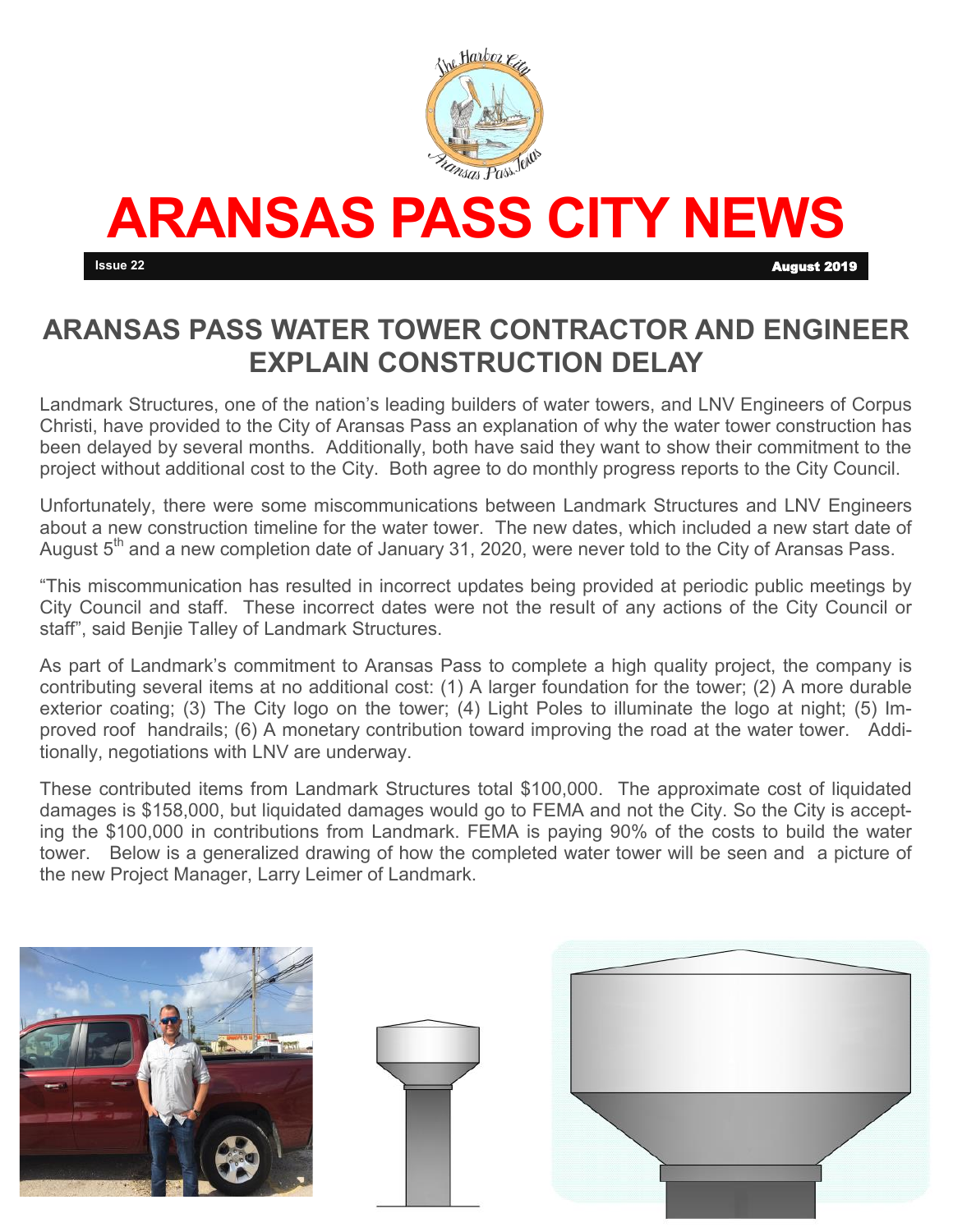# ARANSAS PASS CITY NEWS

Issue 22 | August 2019

## ARANSAS PASS WATER TOWER CONTRACTOR AND ENGINEER EXPLAIN CONSTRUCTION DELAY

Landmark Structures, one of the nation's leading builders of water towers, and LNV Engineers of Corpus Christi, have provided to the City of Aransas Pass an explanation of why the water tower construction has been delayed by several months. Additionally, both have said they want to show their commitment to the project without additional cost to the City. Both agree to do monthly progress reports to the City Council.

Unfortunately, there were some miscommunications between Landmark Structures and LNV Engineers about a new construction timeline for the water tower. The new dates, which included a new start date of August 5th and a new completion date of January 31, 2020, were never told to the City of Aransas Pass.

"This miscommunication has resulted in incorrect updates being provided at periodic public meetings by City Council and staff. These incorrect dates were not the result of any actions of the City Council or staff", said Benjie Talley of Landmark Structures.

As part of Landmark's commitment to Aransas Pass to complete a high quality project, the company is contributing several items at no additional cost: (1) A larger foundation for the tower; (2) A more durable exterior coating; (3) The City logo on the tower; (4) Light Poles to illuminate the logo at night; (5) Improved roof handrails; (6) A monetary contribution toward improving the road at the water tower. Additionally, negotiations with LNV are underway.

These contributed items from Landmark Structures total $100,000. The approximate cost of liquidated damages is $158,000, but liquidated damages would go to FEMA and not the City. So the City is accepting the $100,000 in contributions from Landmark. FEMA is paying 90% of the costs to build the water tower. Below is a generalized drawing of how the completed water tower will be seen and a picture of the new Project Manager, Larry Leimer of Landmark.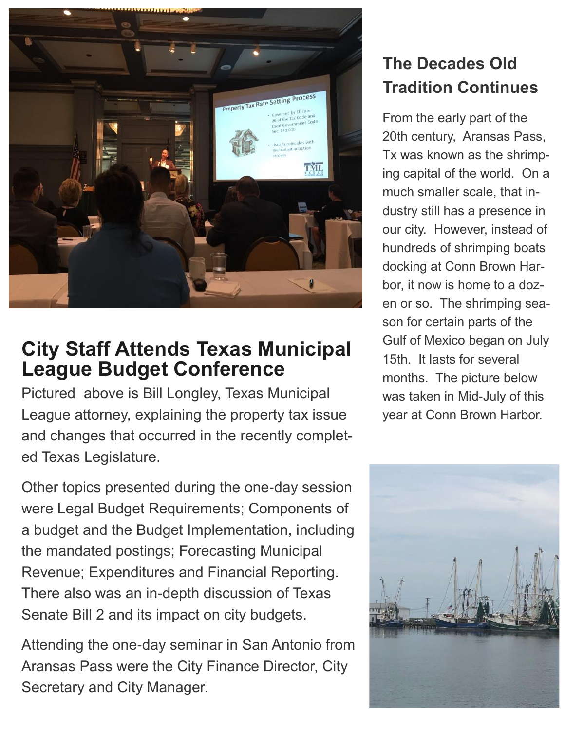## City Staff Attends Texas Municipal League Budget Conference

Pictured above is Bill Longley, Texas Municipal League attorney, explaining the property tax issue and changes that occurred in the recently completed Texas Legislature.

Other topics presented during the one-day session were Legal Budget Requirements; Components of a budget and the Budget Implementation, including the mandated postings; Forecasting Municipal Revenue; Expenditures and Financial Reporting. There also was an in-depth discussion of Texas Senate Bill 2 and its impact on city budgets.

Attending the one-day seminar in San Antonio from Aransas Pass were the City Finance Director, City Secretary and City Manager.

## The Decades Old Tradition Continues

From the early part of the 20th century, Aransas Pass, Tx was known as the shrimping capital of the world. On a much smaller scale, that industry still has a presence in our city. However, instead of hundreds of shrimping boats docking at Conn Brown Harbor, it now is home to a dozen or so. The shrimping season for certain parts of the Gulf of Mexico began on July 15th. It lasts for several months. The picture below was taken in Mid-July of this year at Conn Brown Harbor.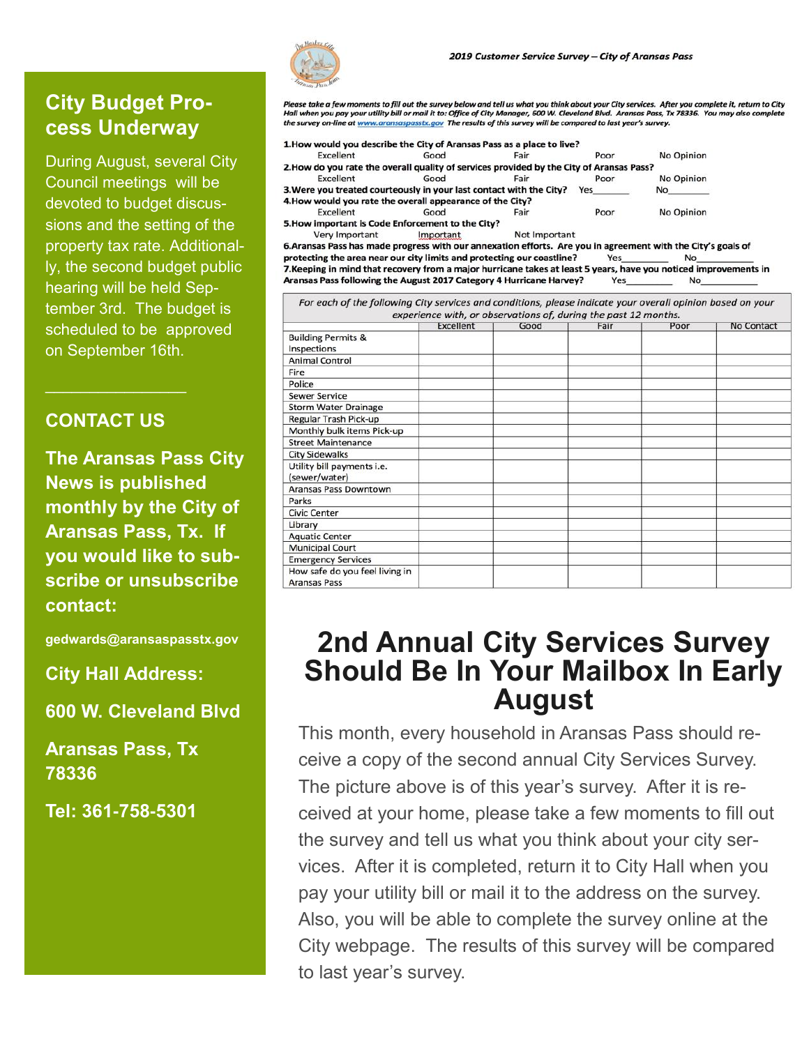## City Budget Process Underway

During August, several City Council meetings will be devoted to budget discussions and the setting of the property tax rate. Additionally, the second budget public hearing will be held September 3rd. The budget is scheduled to be approved on September 16th.

---

## CONTACT US

**The Aransas Pass City News is published monthly by the City of Aransas Pass, Tx. If you would like to subscribe or unsubscribe contact:**

**gedwards@aransaspasstx.gov**

**City Hall Address:**

**600 W. Cleveland Blvd**

**Aransas Pass, Tx 78336**

**Tel: 361-758-5301**

***2019 Customer Service Survey – City of Aransas Pass***

*Please take a few moments to fill out the survey below and tell us what you think about your City services. After you complete it, return to City Hall when you pay your utility bill or mail it to: Office of City Manager, 600 W. Cleveland Blvd. Aransas Pass, Tx 78336. You may also complete the survey on-line at www.aransaspasstx.gov The results of this survey will be compared to last year's survey.*

**1.How would you describe the City of Aransas Pass as a place to live?**
Excellent Good Fair Poor No Opinion

**2.How do you rate the overall quality of services provided by the City of Aransas Pass?**
Excellent Good Fair Poor No Opinion

**3.Were you treated courteously in your last contact with the City?** Yes_______ No________

**4.How would you rate the overall appearance of the City?**
Excellent Good Fair Poor No Opinion

**5.How important is Code Enforcement to the City?**
Very Important Important Not Important

**6.Aransas Pass has made progress with our annexation efforts. Are you in agreement with the City's goals of protecting the area near our city limits and protecting our coastline?** Yes_________ No___________

**7.Keeping in mind that recovery from a major hurricane takes at least 5 years, have you noticed improvements in Aransas Pass following the August 2017 Category 4 Hurricane Harvey?** Yes_________ No___________

*For each of the following City services and conditions, please indicate your overall opinion based on your experience with, or observations of, during the past 12 months.*

| | Excellent | Good | Fair | Poor | No Contact |
|---|---|---|---|---|---|
| Building Permits & Inspections | | | | | |
| Animal Control | | | | | |
| Fire | | | | | |
| Police | | | | | |
| Sewer Service | | | | | |
| Storm Water Drainage | | | | | |
| Regular Trash Pick-up | | | | | |
| Monthly bulk items Pick-up | | | | | |
| Street Maintenance | | | | | |
| City Sidewalks | | | | | |
| Utility bill payments i.e. (sewer/water) | | | | | |
| Aransas Pass Downtown | | | | | |
| Parks | | | | | |
| Civic Center | | | | | |
| Library | | | | | |
| Aquatic Center | | | | | |
| Municipal Court | | | | | |
| Emergency Services | | | | | |
| How safe do you feel living in Aransas Pass | | | | | |

# 2nd Annual City Services Survey Should Be In Your Mailbox In Early August

This month, every household in Aransas Pass should receive a copy of the second annual City Services Survey. The picture above is of this year's survey. After it is received at your home, please take a few moments to fill out the survey and tell us what you think about your city services. After it is completed, return it to City Hall when you pay your utility bill or mail it to the address on the survey. Also, you will be able to complete the survey online at the City webpage. The results of this survey will be compared to last year's survey.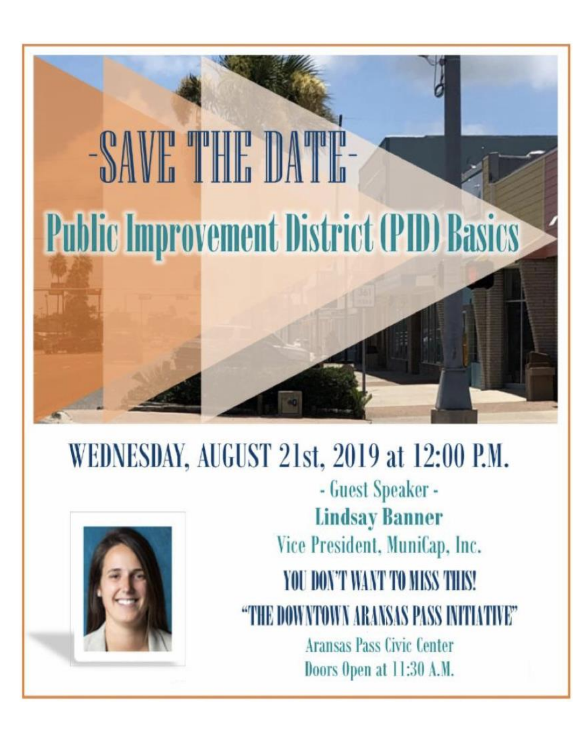# -SAVE THE DATE-

## Public Improvement District (PID) Basics

**WEDNESDAY, AUGUST 21st, 2019 at 12:00 P.M.**

- Guest Speaker -

**Lindsay Banner**

Vice President, MuniCap, Inc.

**YOU DON'T WANT TO MISS THIS!**

**"THE DOWNTOWN ARANSAS PASS INITIATIVE"**

Aransas Pass Civic Center

Doors Open at 11:30 A.M.